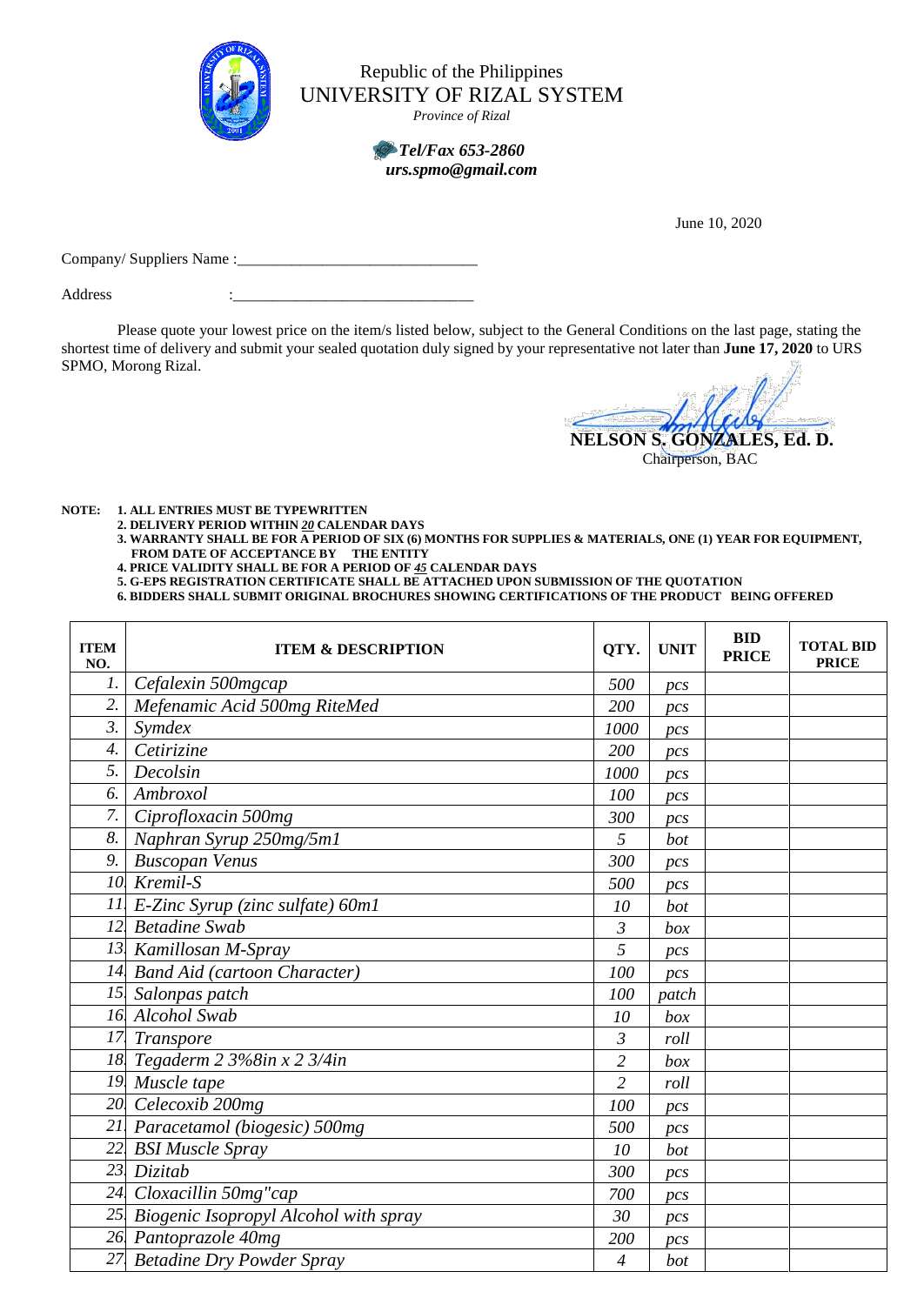Republic of the Philippines
UNIVERSITY OF RIZAL SYSTEM
*Province of Rizal*

***Tel/Fax 653-2860***
***urs.spmo@gmail.com***

June 10, 2020

Company/ Suppliers Name :______________________________

Address :______________________________

Please quote your lowest price on the item/s listed below, subject to the General Conditions on the last page, stating the shortest time of delivery and submit your sealed quotation duly signed by your representative not later than **June 17, 2020** to URS SPMO, Morong Rizal.

**NELSON S. GONZALES, Ed. D.**
Chairperson, BAC

**NOTE:**
1. **ALL ENTRIES MUST BE TYPEWRITTEN**
2. **DELIVERY PERIOD WITHIN *20* CALENDAR DAYS**
3. **WARRANTY SHALL BE FOR A PERIOD OF SIX (6) MONTHS FOR SUPPLIES & MATERIALS, ONE (1) YEAR FOR EQUIPMENT, FROM DATE OF ACCEPTANCE BY THE ENTITY**
4. **PRICE VALIDITY SHALL BE FOR A PERIOD OF *45* CALENDAR DAYS**
5. **G-EPS REGISTRATION CERTIFICATE SHALL BE ATTACHED UPON SUBMISSION OF THE QUOTATION**
6. **BIDDERS SHALL SUBMIT ORIGINAL BROCHURES SHOWING CERTIFICATIONS OF THE PRODUCT BEING OFFERED**

| ITEM NO. | ITEM & DESCRIPTION | QTY. | UNIT | BID PRICE | TOTAL BID PRICE |
|---|---|---|---|---|---|
| 1. | Cefalexin 500mgcap | 500 | pcs | | |
| 2. | Mefenamic Acid 500mg RiteMed | 200 | pcs | | |
| 3. | Symdex | 1000 | pcs | | |
| 4. | Cetirizine | 200 | pcs | | |
| 5. | Decolsin | 1000 | pcs | | |
| 6. | Ambroxol | 100 | pcs | | |
| 7. | Ciprofloxacin 500mg | 300 | pcs | | |
| 8. | Naphran Syrup 250mg/5m1 | 5 | bot | | |
| 9. | Buscopan Venus | 300 | pcs | | |
| 10. | Kremil-S | 500 | pcs | | |
| 11. | E-Zinc Syrup (zinc sulfate) 60m1 | 10 | bot | | |
| 12. | Betadine Swab | 3 | box | | |
| 13. | Kamillosan M-Spray | 5 | pcs | | |
| 14. | Band Aid (cartoon Character) | 100 | pcs | | |
| 15. | Salonpas patch | 100 | patch | | |
| 16. | Alcohol Swab | 10 | box | | |
| 17. | Transpore | 3 | roll | | |
| 18. | Tegaderm 2 3%8in x 2 3/4in | 2 | box | | |
| 19. | Muscle tape | 2 | roll | | |
| 20. | Celecoxib 200mg | 100 | pcs | | |
| 21. | Paracetamol (biogesic) 500mg | 500 | pcs | | |
| 22. | BSI Muscle Spray | 10 | bot | | |
| 23. | Dizitab | 300 | pcs | | |
| 24. | Cloxacillin 50mg"cap | 700 | pcs | | |
| 25. | Biogenic Isopropyl Alcohol with spray | 30 | pcs | | |
| 26. | Pantoprazole 40mg | 200 | pcs | | |
| 27. | Betadine Dry Powder Spray | 4 | bot | | |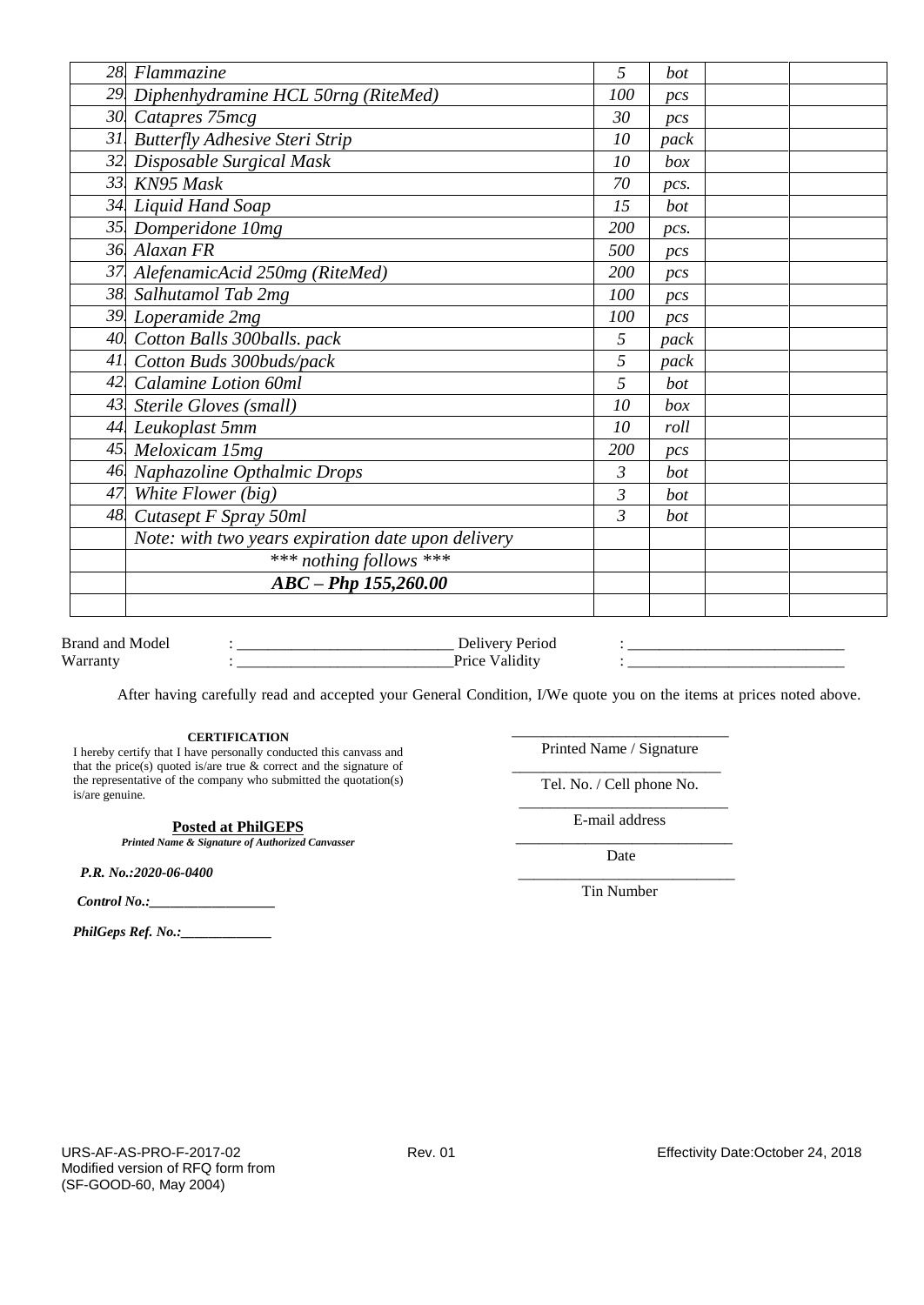| | | | | | |
|---|---|---|---|---|---|
| *28.* | *Flammazine* | *5* | *bot* | | |
| *29.* | *Diphenhydramine HCL 50rng (RiteMed)* | *100* | *pcs* | | |
| *30.* | *Catapres 75mcg* | *30* | *pcs* | | |
| *31.* | *Butterfly Adhesive Steri Strip* | *10* | *pack* | | |
| *32.* | *Disposable Surgical Mask* | *10* | *box* | | |
| *33.* | *KN95 Mask* | *70* | *pcs.* | | |
| *34.* | *Liquid Hand Soap* | *15* | *bot* | | |
| *35.* | *Domperidone 10mg* | *200* | *pcs.* | | |
| *36.* | *Alaxan FR* | *500* | *pcs* | | |
| *37.* | *AlefenamicAcid 250mg (RiteMed)* | *200* | *pcs* | | |
| *38.* | *Salhutamol Tab 2mg* | *100* | *pcs* | | |
| *39.* | *Loperamide 2mg* | *100* | *pcs* | | |
| *40.* | *Cotton Balls 300balls. pack* | *5* | *pack* | | |
| *41.* | *Cotton Buds 300buds/pack* | *5* | *pack* | | |
| *42.* | *Calamine Lotion 60ml* | *5* | *bot* | | |
| *43.* | *Sterile Gloves (small)* | *10* | *box* | | |
| *44.* | *Leukoplast 5mm* | *10* | *roll* | | |
| *45.* | *Meloxicam 15mg* | *200* | *pcs* | | |
| *46.* | *Naphazoline Opthalmic Drops* | *3* | *bot* | | |
| *47.* | *White Flower (big)* | *3* | *bot* | | |
| *48.* | *Cutasept F Spray 50ml* | *3* | *bot* | | |
| | *Note: with two years expiration date upon delivery* | | | | |
| | *\*\*\* nothing follows \*\*\** | | | | |
| | ***ABC – Php 155,260.00*** | | | | |
| | | | | | |

Brand and Model : ____________________________ Delivery Period : ____________________________
Warranty : ____________________________ Price Validity : ____________________________

After having carefully read and accepted your General Condition, I/We quote you on the items at prices noted above.

**CERTIFICATION**

I hereby certify that I have personally conducted this canvass and that the price(s) quoted is/are true & correct and the signature of the representative of the company who submitted the quotation(s) is/are genuine.

**Posted at PhilGEPS**
***Printed Name & Signature of Authorized Canvasser***

***P.R. No.:2020-06-0400***

***Control No.:_________________***

***PhilGeps Ref. No.:____________***

_____________________________
Printed Name / Signature

_____________________________
Tel. No. / Cell phone No.

_____________________________
E-mail address

_____________________________
Date

_____________________________
Tin Number

URS-AF-AS-PRO-F-2017-02 Rev. 01 Effectivity Date:October 24, 2018
Modified version of RFQ form from (SF-GOOD-60, May 2004)